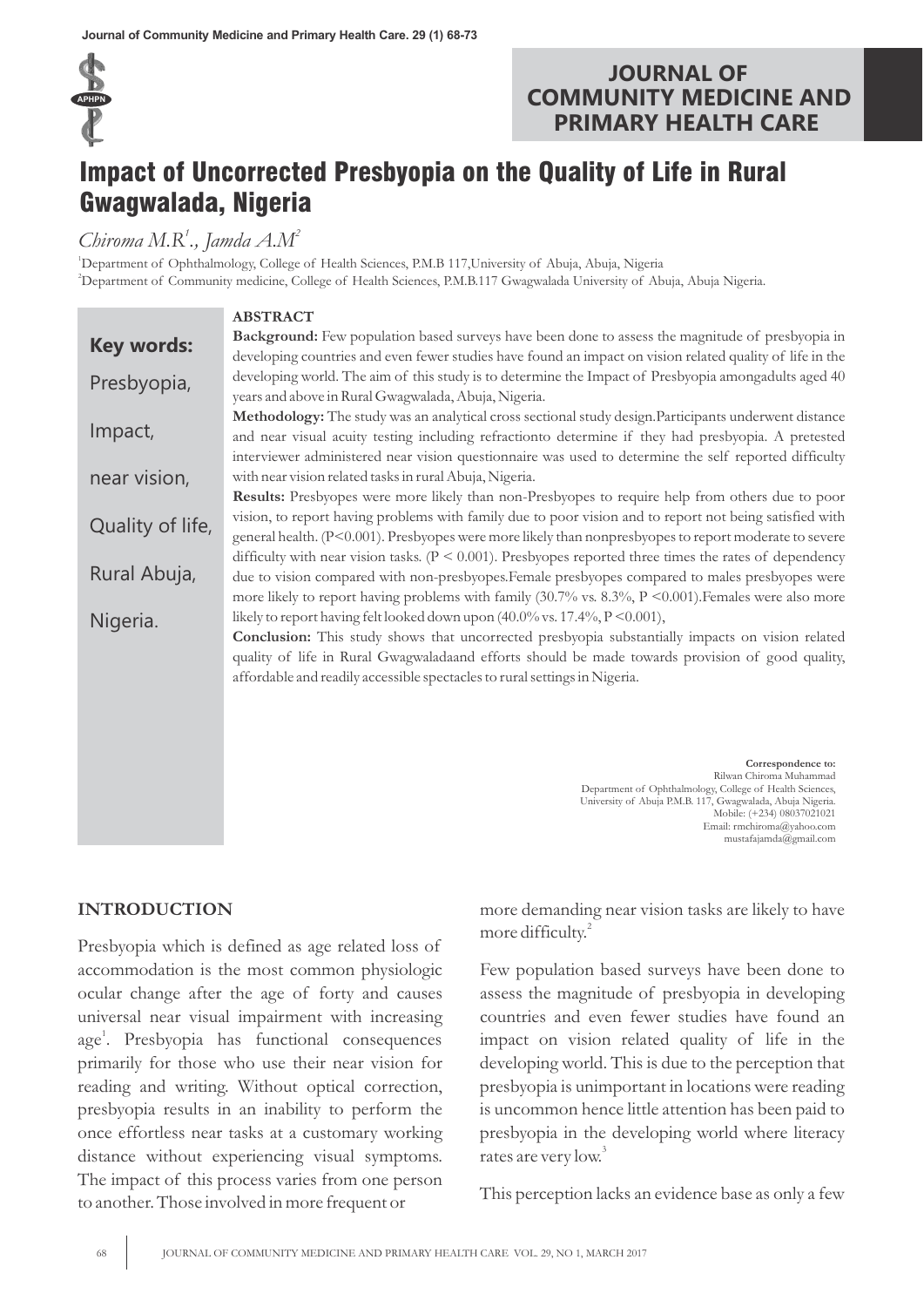# Impact of Uncorrected Presbyopia on the Quality of Life in Rural Gwagwalada, Nigeria

*Chiroma M.R*[1]*., Jamda A.M*[2]

[1]Department of Ophthalmology, College of Health Sciences, P.M.B 117,University of Abuja, Abuja, Nigeria
[2]Department of Community medicine, College of Health Sciences, P.M.B.117 Gwagwalada University of Abuja, Abuja Nigeria.

**Key words:** Presbyopia, Impact, near vision, Quality of life, Rural Abuja, Nigeria.

## ABSTRACT

**Background:** Few population based surveys have been done to assess the magnitude of presbyopia in developing countries and even fewer studies have found an impact on vision related quality of life in the developing world. The aim of this study is to determine the Impact of Presbyopia amongadults aged 40 years and above in Rural Gwagwalada, Abuja, Nigeria.

**Methodology:** The study was an analytical cross sectional study design.Participants underwent distance and near visual acuity testing including refractionto determine if they had presbyopia. A pretested interviewer administered near vision questionnaire was used to determine the self reported difficulty with near vision related tasks in rural Abuja, Nigeria.

**Results:** Presbyopes were more likely than non-Presbyopes to require help from others due to poor vision, to report having problems with family due to poor vision and to report not being satisfied with general health. (P<0.001). Presbyopes were more likely than nonpresbyopes to report moderate to severe difficulty with near vision tasks. (P < 0.001). Presbyopes reported three times the rates of dependency due to vision compared with non-presbyopes.Female presbyopes compared to males presbyopes were more likely to report having problems with family (30.7% vs. 8.3%, P <0.001).Females were also more likely to report having felt looked down upon (40.0% vs. 17.4%, P <0.001),

**Conclusion:** This study shows that uncorrected presbyopia substantially impacts on vision related quality of life in Rural Gwagwaladaand efforts should be made towards provision of good quality, affordable and readily accessible spectacles to rural settings in Nigeria.

**Correspondence to:**
Rilwan Chiroma Muhammad
Department of Ophthalmology, College of Health Sciences,
University of Abuja P.M.B. 117, Gwagwalada, Abuja Nigeria.
Mobile: (+234) 08037021021
Email: rmchiroma@yahoo.com
mustafajamda@gmail.com

## INTRODUCTION

Presbyopia which is defined as age related loss of accommodation is the most common physiologic ocular change after the age of forty and causes universal near visual impairment with increasing age[1]. Presbyopia has functional consequences primarily for those who use their near vision for reading and writing. Without optical correction, presbyopia results in an inability to perform the once effortless near tasks at a customary working distance without experiencing visual symptoms. The impact of this process varies from one person to another. Those involved in more frequent or more demanding near vision tasks are likely to have more difficulty.[2]

Few population based surveys have been done to assess the magnitude of presbyopia in developing countries and even fewer studies have found an impact on vision related quality of life in the developing world. This is due to the perception that presbyopia is unimportant in locations were reading is uncommon hence little attention has been paid to presbyopia in the developing world where literacy rates are very low.[3]

This perception lacks an evidence base as only a few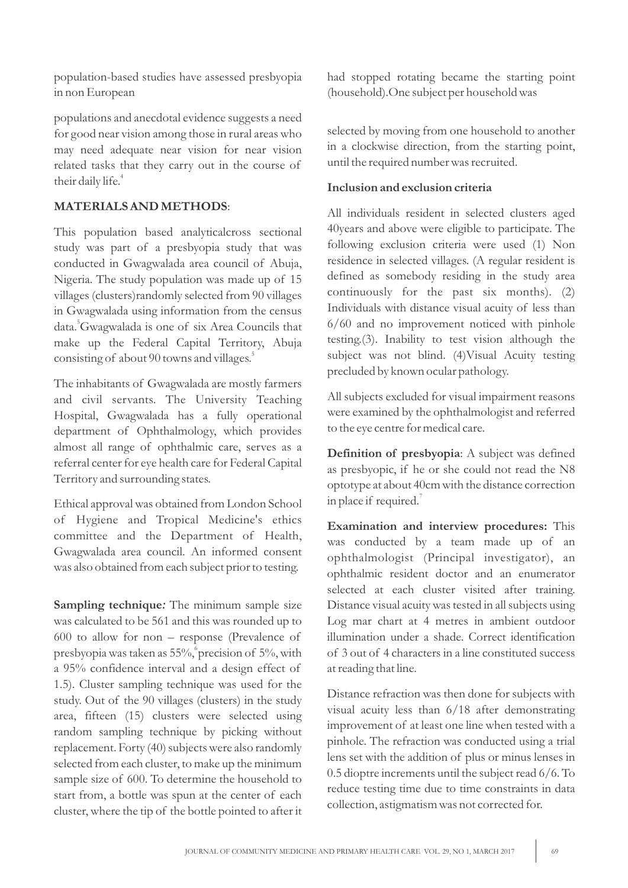population-based studies have assessed presbyopia in non European

populations and anecdotal evidence suggests a need for good near vision among those in rural areas who may need adequate near vision for near vision related tasks that they carry out in the course of their daily life.[4]

## MATERIALS AND METHODS:

This population based analyticalcross sectional study was part of a presbyopia study that was conducted in Gwagwalada area council of Abuja, Nigeria. The study population was made up of 15 villages (clusters)randomly selected from 90 villages in Gwagwalada using information from the census data.[5] Gwagwalada is one of six Area Councils that make up the Federal Capital Territory, Abuja consisting of about 90 towns and villages.[5]

The inhabitants of Gwagwalada are mostly farmers and civil servants. The University Teaching Hospital, Gwagwalada has a fully operational department of Ophthalmology, which provides almost all range of ophthalmic care, serves as a referral center for eye health care for Federal Capital Territory and surrounding states.

Ethical approval was obtained from London School of Hygiene and Tropical Medicine's ethics committee and the Department of Health, Gwagwalada area council. An informed consent was also obtained from each subject prior to testing.

**Sampling technique*:*** The minimum sample size was calculated to be 561 and this was rounded up to 600 to allow for non – response (Prevalence of presbyopia was taken as 55%,[6] precision of 5%, with a 95% confidence interval and a design effect of 1.5). Cluster sampling technique was used for the study. Out of the 90 villages (clusters) in the study area, fifteen (15) clusters were selected using random sampling technique by picking without replacement. Forty (40) subjects were also randomly selected from each cluster, to make up the minimum sample size of 600. To determine the household to start from, a bottle was spun at the center of each cluster, where the tip of the bottle pointed to after it had stopped rotating became the starting point (household).One subject per household was

selected by moving from one household to another in a clockwise direction, from the starting point, until the required number was recruited.

### Inclusion and exclusion criteria

All individuals resident in selected clusters aged 40years and above were eligible to participate. The following exclusion criteria were used (1) Non residence in selected villages. (A regular resident is defined as somebody residing in the study area continuously for the past six months). (2) Individuals with distance visual acuity of less than 6/60 and no improvement noticed with pinhole testing.(3). Inability to test vision although the subject was not blind. (4)Visual Acuity testing precluded by known ocular pathology.

All subjects excluded for visual impairment reasons were examined by the ophthalmologist and referred to the eye centre for medical care.

**Definition of presbyopia**: A subject was defined as presbyopic, if he or she could not read the N8 optotype at about 40cm with the distance correction in place if required.[7]

**Examination and interview procedures:** This was conducted by a team made up of an ophthalmologist (Principal investigator), an ophthalmic resident doctor and an enumerator selected at each cluster visited after training. Distance visual acuity was tested in all subjects using Log mar chart at 4 metres in ambient outdoor illumination under a shade. Correct identification of 3 out of 4 characters in a line constituted success at reading that line.

Distance refraction was then done for subjects with visual acuity less than 6/18 after demonstrating improvement of at least one line when tested with a pinhole. The refraction was conducted using a trial lens set with the addition of plus or minus lenses in 0.5 dioptre increments until the subject read 6/6. To reduce testing time due to time constraints in data collection, astigmatism was not corrected for.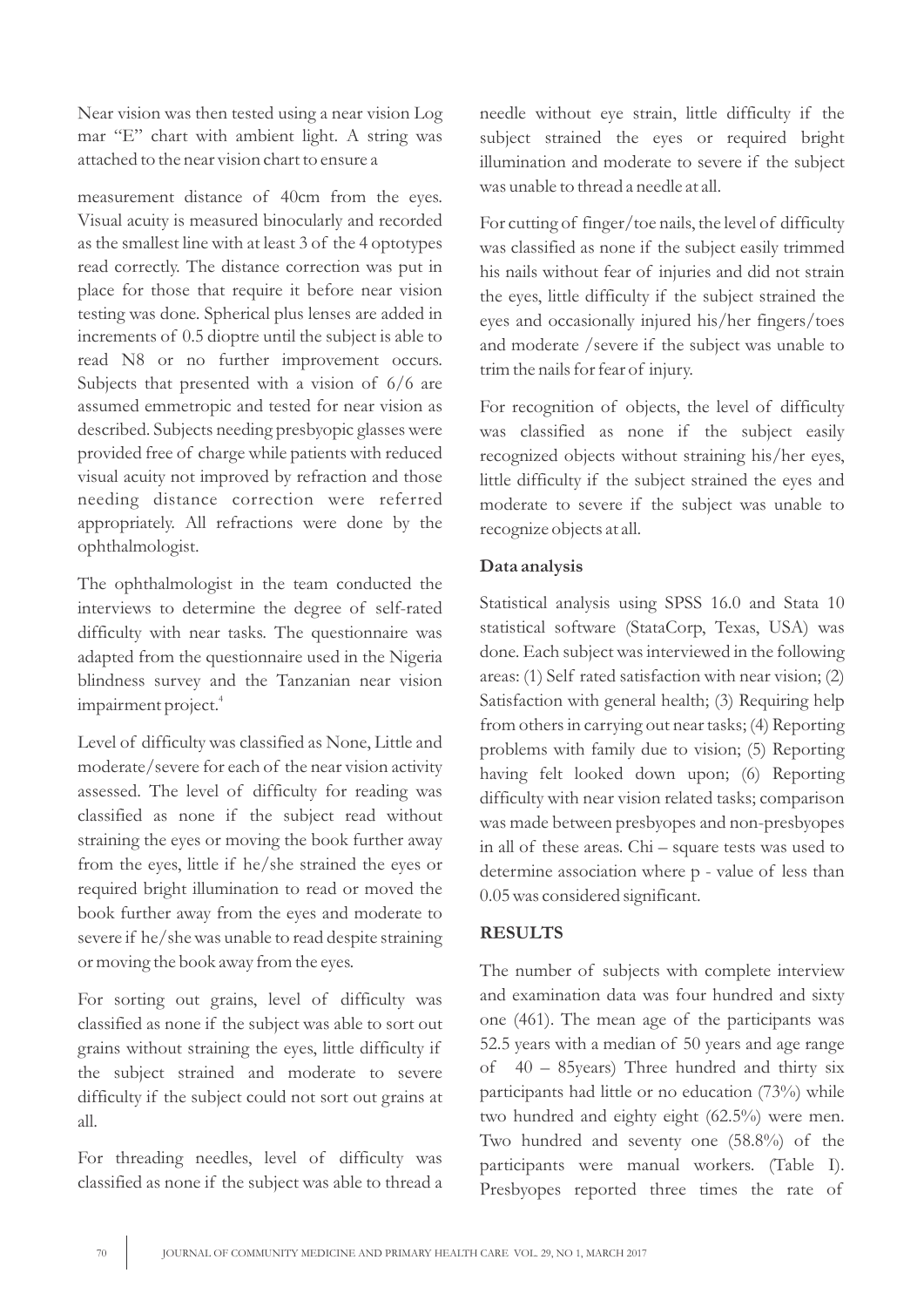Near vision was then tested using a near vision Log mar "E" chart with ambient light. A string was attached to the near vision chart to ensure a measurement distance of 40cm from the eyes. Visual acuity is measured binocularly and recorded as the smallest line with at least 3 of the 4 optotypes read correctly. The distance correction was put in place for those that require it before near vision testing was done. Spherical plus lenses are added in increments of 0.5 dioptre until the subject is able to read N8 or no further improvement occurs. Subjects that presented with a vision of 6/6 are assumed emmetropic and tested for near vision as described. Subjects needing presbyopic glasses were provided free of charge while patients with reduced visual acuity not improved by refraction and those needing distance correction were referred appropriately. All refractions were done by the ophthalmologist.

The ophthalmologist in the team conducted the interviews to determine the degree of self-rated difficulty with near tasks. The questionnaire was adapted from the questionnaire used in the Nigeria blindness survey and the Tanzanian near vision impairment project.[4]

Level of difficulty was classified as None, Little and moderate/severe for each of the near vision activity assessed. The level of difficulty for reading was classified as none if the subject read without straining the eyes or moving the book further away from the eyes, little if he/she strained the eyes or required bright illumination to read or moved the book further away from the eyes and moderate to severe if he/she was unable to read despite straining or moving the book away from the eyes.

For sorting out grains, level of difficulty was classified as none if the subject was able to sort out grains without straining the eyes, little difficulty if the subject strained and moderate to severe difficulty if the subject could not sort out grains at all.

For threading needles, level of difficulty was classified as none if the subject was able to thread a needle without eye strain, little difficulty if the subject strained the eyes or required bright illumination and moderate to severe if the subject was unable to thread a needle at all.

For cutting of finger/toe nails, the level of difficulty was classified as none if the subject easily trimmed his nails without fear of injuries and did not strain the eyes, little difficulty if the subject strained the eyes and occasionally injured his/her fingers/toes and moderate /severe if the subject was unable to trim the nails for fear of injury.

For recognition of objects, the level of difficulty was classified as none if the subject easily recognized objects without straining his/her eyes, little difficulty if the subject strained the eyes and moderate to severe if the subject was unable to recognize objects at all.

### Data analysis

Statistical analysis using SPSS 16.0 and Stata 10 statistical software (StataCorp, Texas, USA) was done. Each subject was interviewed in the following areas: (1) Self rated satisfaction with near vision; (2) Satisfaction with general health; (3) Requiring help from others in carrying out near tasks; (4) Reporting problems with family due to vision; (5) Reporting having felt looked down upon; (6) Reporting difficulty with near vision related tasks; comparison was made between presbyopes and non-presbyopes in all of these areas. Chi – square tests was used to determine association where p - value of less than 0.05 was considered significant.

## RESULTS

The number of subjects with complete interview and examination data was four hundred and sixty one (461). The mean age of the participants was 52.5 years with a median of 50 years and age range of 40 – 85years) Three hundred and thirty six participants had little or no education (73%) while two hundred and eighty eight (62.5%) were men. Two hundred and seventy one (58.8%) of the participants were manual workers. (Table I). Presbyopes reported three times the rate of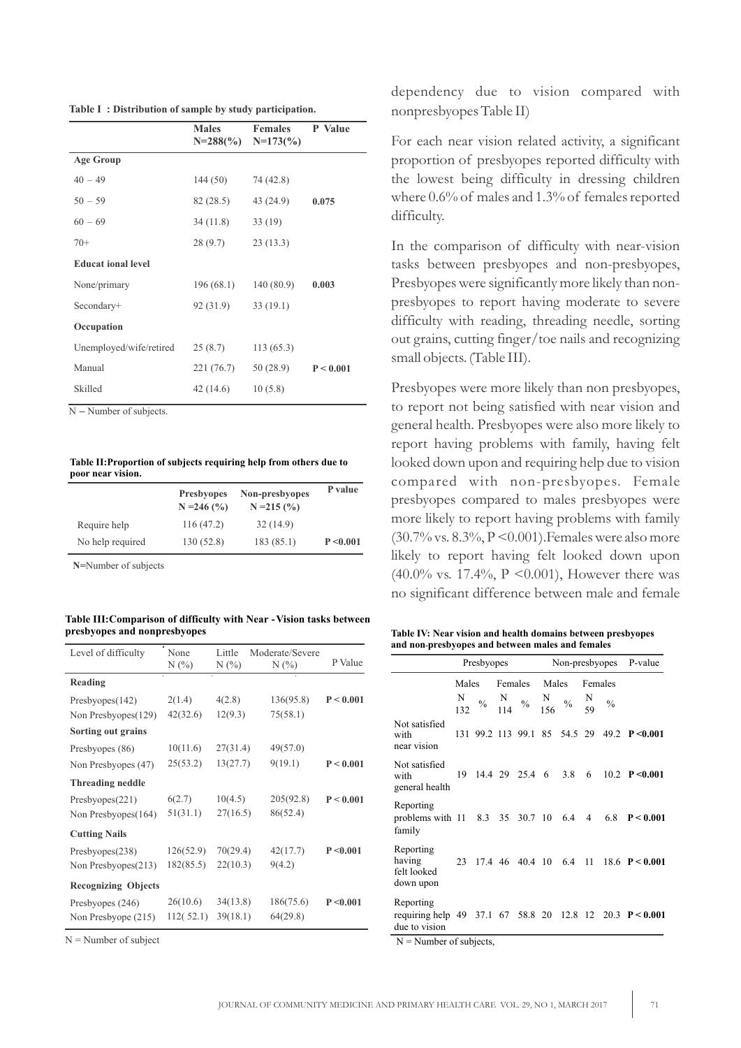**Table I : Distribution of sample by study participation.**

| | Males N=288(%) | Females N=173(%) | P Value |
|---|---|---|---|
| **Age Group** | | | |
| 40 – 49 | 144 (50) | 74 (42.8) | |
| 50 – 59 | 82 (28.5) | 43 (24.9) | **0.075** |
| 60 – 69 | 34 (11.8) | 33 (19) | |
| 70+ | 28 (9.7) | 23 (13.3) | |
| **Educat ional level** | | | |
| None/primary | 196 (68.1) | 140 (80.9) | **0.003** |
| Secondary+ | 92 (31.9) | 33 (19.1) | |
| **Occupation** | | | |
| Unemployed/wife/retired | 25 (8.7) | 113 (65.3) | |
| Manual | 221 (76.7) | 50 (28.9) | **P < 0.001** |
| Skilled | 42 (14.6) | 10 (5.8) | |

N – Number of subjects.

**Table II:Proportion of subjects requiring help from others due to poor near vision.**

| | Presbyopes N =246 (%) | Non-presbyopes N =215 (%) | P value |
|---|---|---|---|
| Require help | 116 (47.2) | 32 (14.9) | |
| No help required | 130 (52.8) | 183 (85.1) | **P <0.001** |

**N**=Number of subjects

**Table III:Comparison of difficulty with Near -Vision tasks between presbyopes and nonpresbyopes**

| Level of difficulty | None N (%) | Little N (%) | Moderate/Severe N (%) | P Value |
|---|---|---|---|---|
| **Reading** | | | | |
| Presbyopes(142) | 2(1.4) | 4(2.8) | 136(95.8) | **P < 0.001** |
| Non Presbyopes(129) | 42(32.6) | 12(9.3) | 75(58.1) | |
| **Sorting out grains** | | | | |
| Presbyopes (86) | 10(11.6) | 27(31.4) | 49(57.0) | |
| Non Presbyopes (47) | 25(53.2) | 13(27.7) | 9(19.1) | **P < 0.001** |
| **Threading neddle** | | | | |
| Presbyopes(221) | 6(2.7) | 10(4.5) | 205(92.8) | **P < 0.001** |
| Non Presbyopes(164) | 51(31.1) | 27(16.5) | 86(52.4) | |
| **Cutting Nails** | | | | |
| Presbyopes(238) | 126(52.9) | 70(29.4) | 42(17.7) | **P <0.001** |
| Non Presbyopes(213) | 182(85.5) | 22(10.3) | 9(4.2) | |
| **Recognizing Objects** | | | | |
| Presbyopes (246) | 26(10.6) | 34(13.8) | 186(75.6) | **P <0.001** |
| Non Presbyope (215) | 112( 52.1) | 39(18.1) | 64(29.8) | |

N = Number of subject

dependency due to vision compared with nonpresbyopes Table II)

For each near vision related activity, a significant proportion of presbyopes reported difficulty with the lowest being difficulty in dressing children where 0.6% of males and 1.3% of females reported difficulty.

In the comparison of difficulty with near-vision tasks between presbyopes and non-presbyopes, Presbyopes were significantly more likely than non-presbyopes to report having moderate to severe difficulty with reading, threading needle, sorting out grains, cutting finger/toe nails and recognizing small objects. (Table III).

Presbyopes were more likely than non presbyopes, to report not being satisfied with near vision and general health. Presbyopes were also more likely to report having problems with family, having felt looked down upon and requiring help due to vision compared with non-presbyopes. Female presbyopes compared to males presbyopes were more likely to report having problems with family (30.7% vs. 8.3%, P <0.001).Females were also more likely to report having felt looked down upon (40.0% vs. 17.4%, P <0.001), However there was no significant difference between male and female

**Table IV: Near vision and health domains between presbyopes and non-presbyopes and between males and females**

| | Presbyopes | | | | Non-presbyopes | | | | P-value |
|---|---|---|---|---|---|---|---|---|---|
| | Males | | Females | | Males | | Females | | |
| | N 132 | % | N 114 | % | N 156 | % | N 59 | % | |
| Not satisfied with near vision | 131 | 99.2 | 113 | 99.1 | 85 | 54.5 | 29 | 49.2 | **P <0.001** |
| Not satisfied with general health | 19 | 14.4 | 29 | 25.4 | 6 | 3.8 | 6 | 10.2 | **P <0.001** |
| Reporting problems with family | 11 | 8.3 | 35 | 30.7 | 10 | 6.4 | 4 | 6.8 | **P < 0.001** |
| Reporting having felt looked down upon | 23 | 17.4 | 46 | 40.4 | 10 | 6.4 | 11 | 18.6 | **P < 0.001** |
| Reporting requiring help due to vision | 49 | 37.1 | 67 | 58.8 | 20 | 12.8 | 12 | 20.3 | **P < 0.001** |

N = Number of subjects,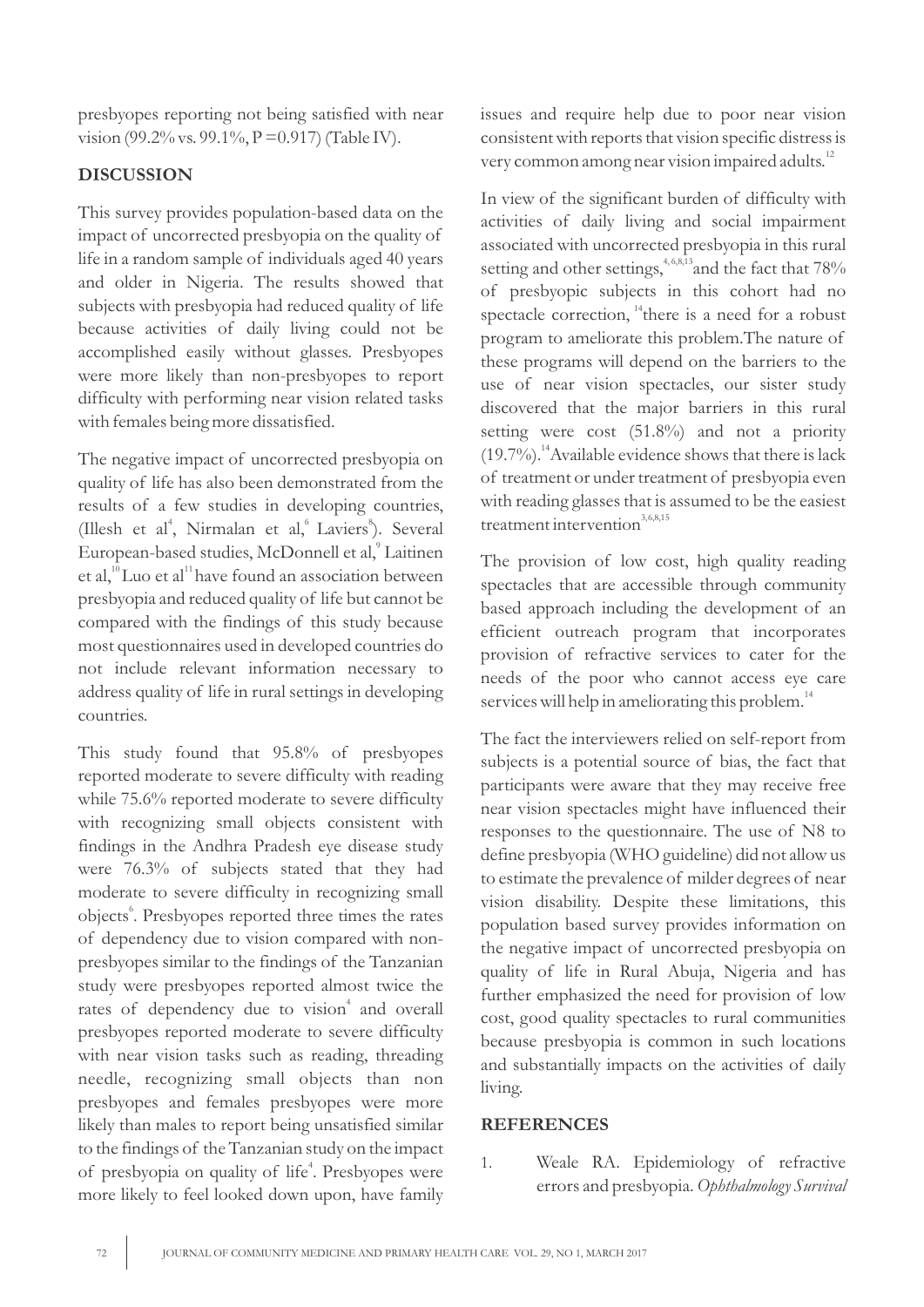presbyopes reporting not being satisfied with near vision (99.2% vs. 99.1%, P =0.917) (Table IV).

## DISCUSSION

This survey provides population-based data on the impact of uncorrected presbyopia on the quality of life in a random sample of individuals aged 40 years and older in Nigeria. The results showed that subjects with presbyopia had reduced quality of life because activities of daily living could not be accomplished easily without glasses. Presbyopes were more likely than non-presbyopes to report difficulty with performing near vision related tasks with females being more dissatisfied.

The negative impact of uncorrected presbyopia on quality of life has also been demonstrated from the results of a few studies in developing countries, (Illesh et al[4], Nirmalan et al,[6] Laviers[8]). Several European-based studies, McDonnell et al,[9] Laitinen et al,[10] Luo et al[11] have found an association between presbyopia and reduced quality of life but cannot be compared with the findings of this study because most questionnaires used in developed countries do not include relevant information necessary to address quality of life in rural settings in developing countries.

This study found that 95.8% of presbyopes reported moderate to severe difficulty with reading while 75.6% reported moderate to severe difficulty with recognizing small objects consistent with findings in the Andhra Pradesh eye disease study were 76.3% of subjects stated that they had moderate to severe difficulty in recognizing small objects[6]. Presbyopes reported three times the rates of dependency due to vision compared with non-presbyopes similar to the findings of the Tanzanian study were presbyopes reported almost twice the rates of dependency due to vision[4] and overall presbyopes reported moderate to severe difficulty with near vision tasks such as reading, threading needle, recognizing small objects than non presbyopes and females presbyopes were more likely than males to report being unsatisfied similar to the findings of the Tanzanian study on the impact of presbyopia on quality of life[4]. Presbyopes were more likely to feel looked down upon, have family issues and require help due to poor near vision consistent with reports that vision specific distress is very common among near vision impaired adults.[12]

In view of the significant burden of difficulty with activities of daily living and social impairment associated with uncorrected presbyopia in this rural setting and other settings,[4,6,8,13] and the fact that 78% of presbyopic subjects in this cohort had no spectacle correction, [14] there is a need for a robust program to ameliorate this problem.The nature of these programs will depend on the barriers to the use of near vision spectacles, our sister study discovered that the major barriers in this rural setting were cost (51.8%) and not a priority (19.7%).[14] Available evidence shows that there is lack of treatment or under treatment of presbyopia even with reading glasses that is assumed to be the easiest treatment intervention[3,6,8,15]

The provision of low cost, high quality reading spectacles that are accessible through community based approach including the development of an efficient outreach program that incorporates provision of refractive services to cater for the needs of the poor who cannot access eye care services will help in ameliorating this problem.[14]

The fact the interviewers relied on self-report from subjects is a potential source of bias, the fact that participants were aware that they may receive free near vision spectacles might have influenced their responses to the questionnaire. The use of N8 to define presbyopia (WHO guideline) did not allow us to estimate the prevalence of milder degrees of near vision disability. Despite these limitations, this population based survey provides information on the negative impact of uncorrected presbyopia on quality of life in Rural Abuja, Nigeria and has further emphasized the need for provision of low cost, good quality spectacles to rural communities because presbyopia is common in such locations and substantially impacts on the activities of daily living.

## REFERENCES

1. Weale RA. Epidemiology of refractive errors and presbyopia. *Ophthalmology Survival*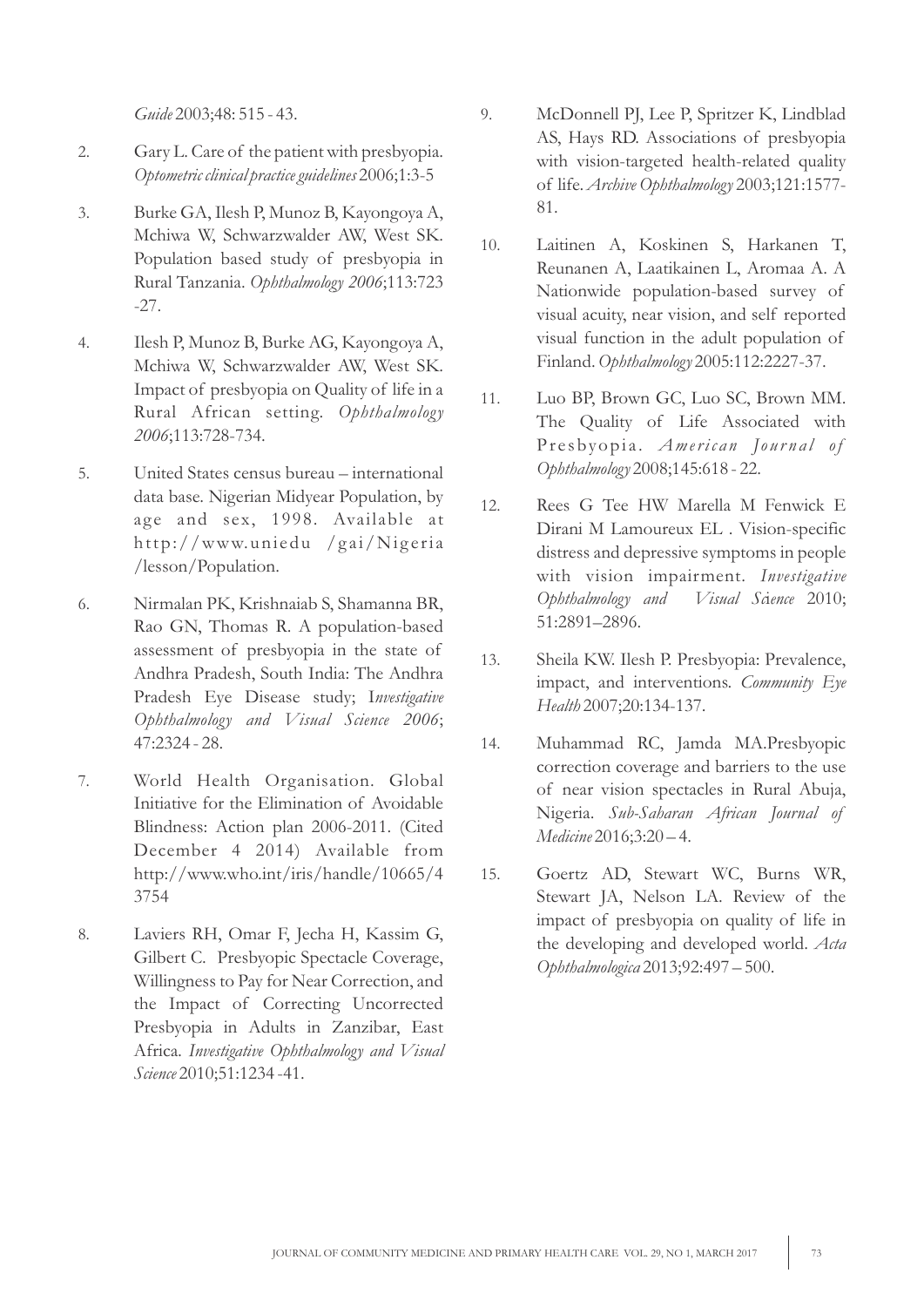*Guide* 2003;48: 515 - 43.

2. Gary L. Care of the patient with presbyopia. *Optometric clinical practice guidelines* 2006;1:3-5

3. Burke GA, Ilesh P, Munoz B, Kayongoya A, Mchiwa W, Schwarzwalder AW, West SK. Population based study of presbyopia in Rural Tanzania. *Ophthalmology 2006*;113:723 -27.

4. Ilesh P, Munoz B, Burke AG, Kayongoya A, Mchiwa W, Schwarzwalder AW, West SK. Impact of presbyopia on Quality of life in a Rural African setting. *Ophthalmology 2006*;113:728-734.

5. United States census bureau – international data base. Nigerian Midyear Population, by age and sex, 1998. Available at http://www.uniedu /gai/Nigeria /lesson/Population.

6. Nirmalan PK, Krishnaiab S, Shamanna BR, Rao GN, Thomas R. A population-based assessment of presbyopia in the state of Andhra Pradesh, South India: The Andhra Pradesh Eye Disease study; I*nvestigative Ophthalmology and Visual Science 2006*; 47:2324 - 28.

7. World Health Organisation. Global Initiative for the Elimination of Avoidable Blindness: Action plan 2006-2011. (Cited December 4 2014) Available from http://www.who.int/iris/handle/10665/43754

8. Laviers RH, Omar F, Jecha H, Kassim G, Gilbert C. Presbyopic Spectacle Coverage, Willingness to Pay for Near Correction, and the Impact of Correcting Uncorrected Presbyopia in Adults in Zanzibar, East Africa. *Investigative Ophthalmology and Visual Science* 2010;51:1234 -41.

9. McDonnell PJ, Lee P, Spritzer K, Lindblad AS, Hays RD. Associations of presbyopia with vision-targeted health-related quality of life. *Archive Ophthalmology* 2003;121:1577-81.

10. Laitinen A, Koskinen S, Harkanen T, Reunanen A, Laatikainen L, Aromaa A. A Nationwide population-based survey of visual acuity, near vision, and self reported visual function in the adult population of Finland. *Ophthalmology* 2005:112:2227-37.

11. Luo BP, Brown GC, Luo SC, Brown MM. The Quality of Life Associated with Presbyopia. *American Journal of Ophthalmology* 2008;145:618 - 22.

12. Rees G Tee HW Marella M Fenwick E Dirani M Lamoureux EL . Vision-specific distress and depressive symptoms in people with vision impairment. *Investigative Ophthalmology and Visual Science* 2010; 51:2891–2896.

13. Sheila KW. Ilesh P. Presbyopia: Prevalence, impact, and interventions. *Community Eye Health* 2007;20:134-137.

14. Muhammad RC, Jamda MA.Presbyopic correction coverage and barriers to the use of near vision spectacles in Rural Abuja, Nigeria. *Sub-Saharan African Journal of Medicine* 2016;3:20 – 4.

15. Goertz AD, Stewart WC, Burns WR, Stewart JA, Nelson LA. Review of the impact of presbyopia on quality of life in the developing and developed world. *Acta Ophthalmologica* 2013;92:497 – 500.